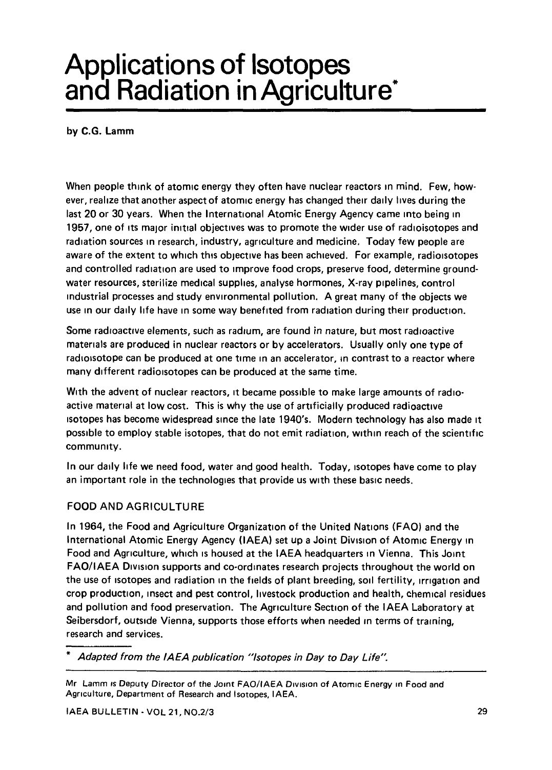# Applications of Isotopes and Radiation in Agriculture*

by C.G. Lamm

When people think of atomic energy they often have nuclear reactors in mind. Few, however, realize that another aspect of atomic energy has changed their daily lives during the last 20 or 30 years. When the International Atomic Energy Agency came into being in 1957, one of its major initial objectives was to promote the wider use of radioisotopes and radiation sources in research, industry, agriculture and medicine. Today few people are aware of the extent to which this objective has been achieved. For example, radioisotopes and controlled radiation are used to improve food crops, preserve food, determine groundwater resources, sterilize medical supplies, analyse hormones, X-ray pipelines, control industrial processes and study environmental pollution. A great many of the objects we use in our daily life have in some way benefited from radiation during their production.

Some radioactive elements, such as radium, are found in nature, but most radioactive materials are produced in nuclear reactors or by accelerators. Usually only one type of radioisotope can be produced at one time in an accelerator, in contrast to a reactor where many different radioisotopes can be produced at the same time.

With the advent of nuclear reactors, it became possible to make large amounts of radioactive material at low cost. This is why the use of artificially produced radioactive isotopes has become widespread since the late 1940's. Modern technology has also made it possible to employ stable isotopes, that do not emit radiation, within reach of the scientific community.

In our daily life we need food, water and good health. Today, isotopes have come to play an important role in the technologies that provide us with these basic needs.

## FOOD AND AGRICULTURE

In 1964, the Food and Agriculture Organization of the United Nations (FAO) and the International Atomic Energy Agency (IAEA) set up a Joint Division of Atomic Energy in Food and Agriculture, which is housed at the IAEA headquarters in Vienna. This Joint FAO/IAEA Division supports and co-ordinates research projects throughout the world on the use of isotopes and radiation in the fields of plant breeding, soil fertility, irrigation and crop production, insect and pest control, livestock production and health, chemical residues and pollution and food preservation. The Agriculture Section of the IAEA Laboratory at Seibersdorf, outside Vienna, supports those efforts when needed in terms of training, research and services.

\* *Adapted from the IAEA publication "Isotopes in Day to Day Life".*

Mr Lamm is Deputy Director of the Joint FAO/IAEA Division of Atomic Energy in Food and Agriculture, Department of Research and Isotopes, IAEA.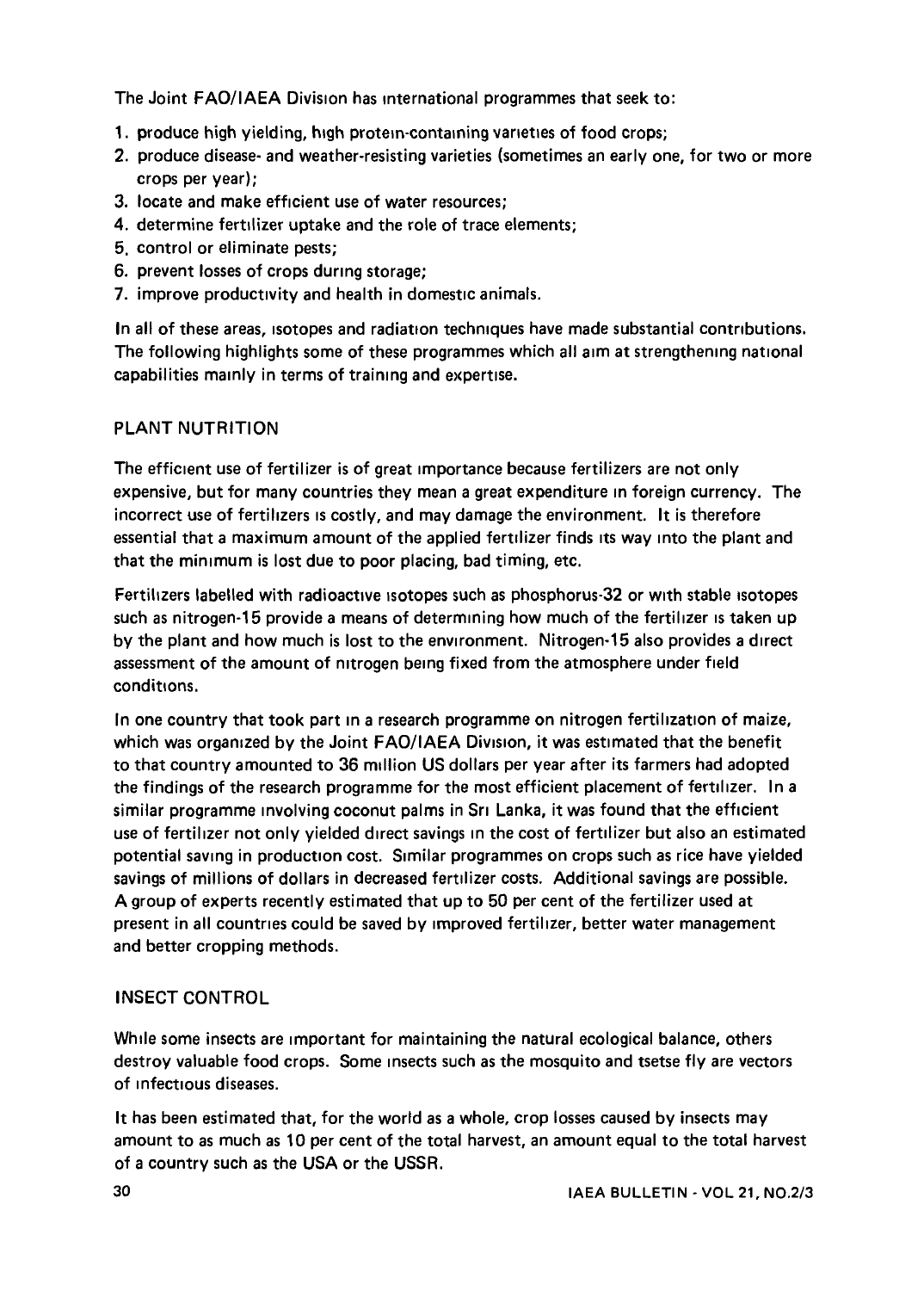The Joint FAO/IAEA Division has international programmes that seek to:

1. produce high yielding, high protein-containing varieties of food crops;
2. produce disease- and weather-resisting varieties (sometimes an early one, for two or more crops per year);
3. locate and make efficient use of water resources;
4. determine fertilizer uptake and the role of trace elements;
5. control or eliminate pests;
6. prevent losses of crops during storage;
7. improve productivity and health in domestic animals.

In all of these areas, isotopes and radiation techniques have made substantial contributions. The following highlights some of these programmes which all aim at strengthening national capabilities mainly in terms of training and expertise.

## PLANT NUTRITION

The efficient use of fertilizer is of great importance because fertilizers are not only expensive, but for many countries they mean a great expenditure in foreign currency. The incorrect use of fertilizers is costly, and may damage the environment. It is therefore essential that a maximum amount of the applied fertilizer finds its way into the plant and that the minimum is lost due to poor placing, bad timing, etc.

Fertilizers labelled with radioactive isotopes such as phosphorus-32 or with stable isotopes such as nitrogen-15 provide a means of determining how much of the fertilizer is taken up by the plant and how much is lost to the environment. Nitrogen-15 also provides a direct assessment of the amount of nitrogen being fixed from the atmosphere under field conditions.

In one country that took part in a research programme on nitrogen fertilization of maize, which was organized by the Joint FAO/IAEA Division, it was estimated that the benefit to that country amounted to 36 million US dollars per year after its farmers had adopted the findings of the research programme for the most efficient placement of fertilizer. In a similar programme involving coconut palms in Sri Lanka, it was found that the efficient use of fertilizer not only yielded direct savings in the cost of fertilizer but also an estimated potential saving in production cost. Similar programmes on crops such as rice have yielded savings of millions of dollars in decreased fertilizer costs. Additional savings are possible. A group of experts recently estimated that up to 50 per cent of the fertilizer used at present in all countries could be saved by improved fertilizer, better water management and better cropping methods.

## INSECT CONTROL

While some insects are important for maintaining the natural ecological balance, others destroy valuable food crops. Some insects such as the mosquito and tsetse fly are vectors of infectious diseases.

It has been estimated that, for the world as a whole, crop losses caused by insects may amount to as much as 10 per cent of the total harvest, an amount equal to the total harvest of a country such as the USA or the USSR.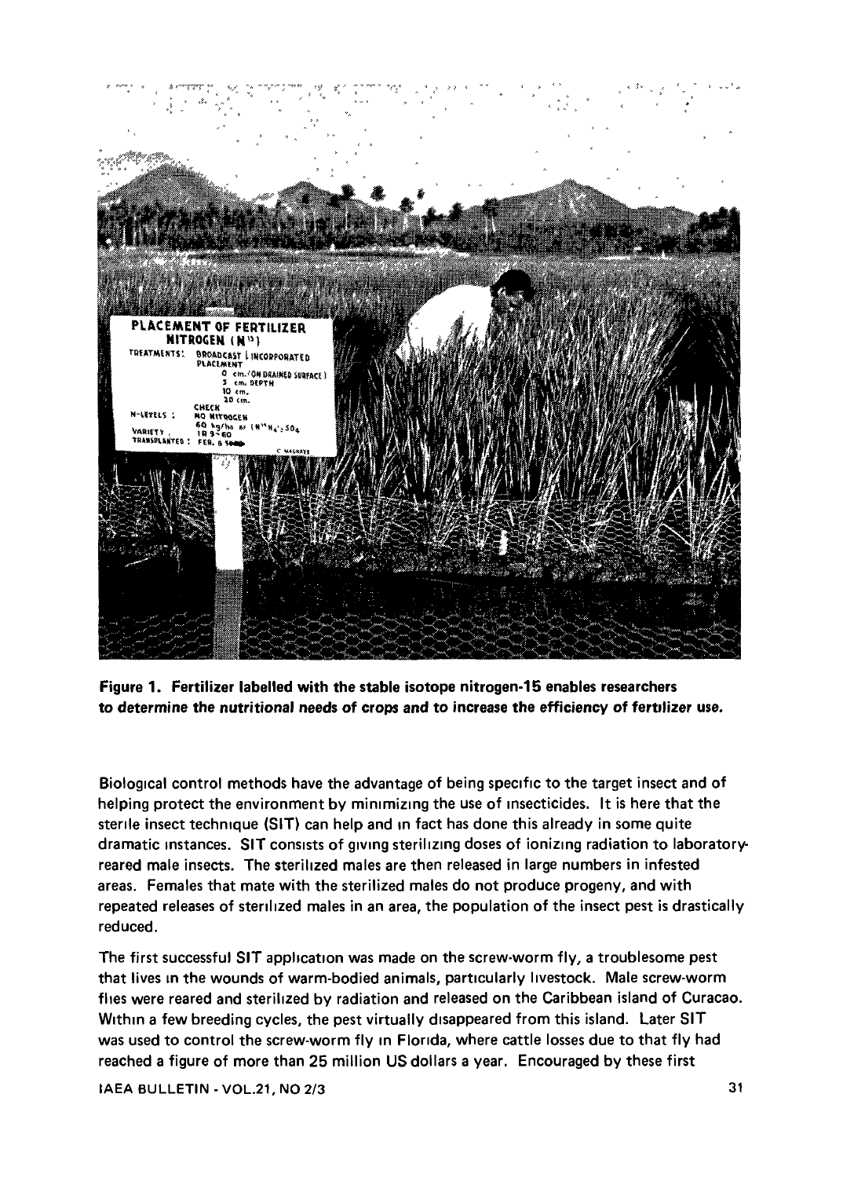**Figure 1. Fertilizer labelled with the stable isotope nitrogen-15 enables researchers to determine the nutritional needs of crops and to increase the efficiency of fertilizer use.**

Biological control methods have the advantage of being specific to the target insect and of helping protect the environment by minimizing the use of insecticides. It is here that the sterile insect technique (SIT) can help and in fact has done this already in some quite dramatic instances. SIT consists of giving sterilizing doses of ionizing radiation to laboratory-reared male insects. The sterilized males are then released in large numbers in infested areas. Females that mate with the sterilized males do not produce progeny, and with repeated releases of sterilized males in an area, the population of the insect pest is drastically reduced.

The first successful SIT application was made on the screw-worm fly, a troublesome pest that lives in the wounds of warm-bodied animals, particularly livestock. Male screw-worm flies were reared and sterilized by radiation and released on the Caribbean island of Curacao. Within a few breeding cycles, the pest virtually disappeared from this island. Later SIT was used to control the screw-worm fly in Florida, where cattle losses due to that fly had reached a figure of more than 25 million US dollars a year. Encouraged by these first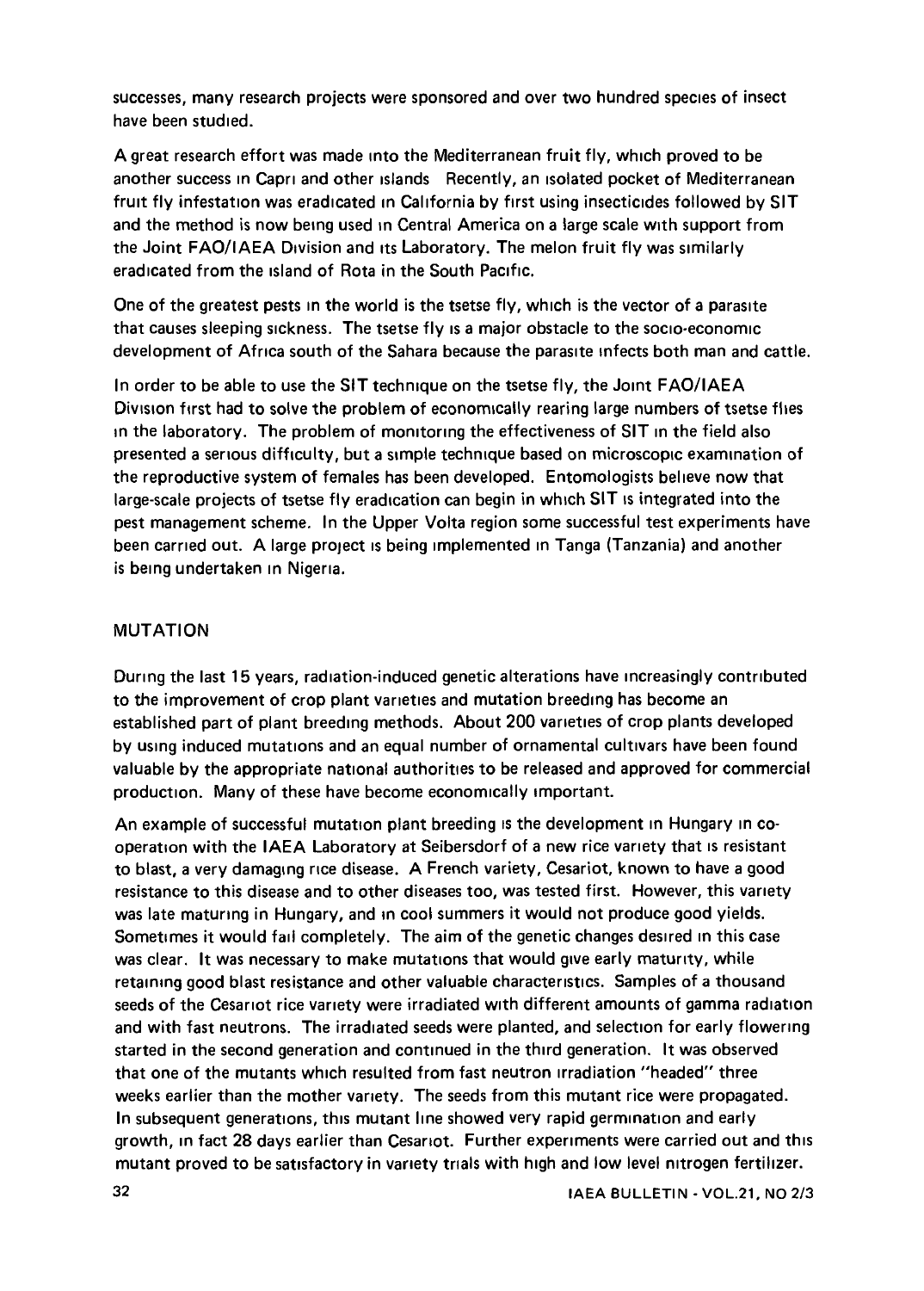successes, many research projects were sponsored and over two hundred species of insect have been studied.

A great research effort was made into the Mediterranean fruit fly, which proved to be another success in Capri and other islands Recently, an isolated pocket of Mediterranean fruit fly infestation was eradicated in California by first using insecticides followed by SIT and the method is now being used in Central America on a large scale with support from the Joint FAO/IAEA Division and its Laboratory. The melon fruit fly was similarly eradicated from the island of Rota in the South Pacific.

One of the greatest pests in the world is the tsetse fly, which is the vector of a parasite that causes sleeping sickness. The tsetse fly is a major obstacle to the socio-economic development of Africa south of the Sahara because the parasite infects both man and cattle.

In order to be able to use the SIT technique on the tsetse fly, the Joint FAO/IAEA Division first had to solve the problem of economically rearing large numbers of tsetse flies in the laboratory. The problem of monitoring the effectiveness of SIT in the field also presented a serious difficulty, but a simple technique based on microscopic examination of the reproductive system of females has been developed. Entomologists believe now that large-scale projects of tsetse fly eradication can begin in which SIT is integrated into the pest management scheme. In the Upper Volta region some successful test experiments have been carried out. A large project is being implemented in Tanga (Tanzania) and another is being undertaken in Nigeria.

## MUTATION

During the last 15 years, radiation-induced genetic alterations have increasingly contributed to the improvement of crop plant varieties and mutation breeding has become an established part of plant breeding methods. About 200 varieties of crop plants developed by using induced mutations and an equal number of ornamental cultivars have been found valuable by the appropriate national authorities to be released and approved for commercial production. Many of these have become economically important.

An example of successful mutation plant breeding is the development in Hungary in co-operation with the IAEA Laboratory at Seibersdorf of a new rice variety that is resistant to blast, a very damaging rice disease. A French variety, Cesariot, known to have a good resistance to this disease and to other diseases too, was tested first. However, this variety was late maturing in Hungary, and in cool summers it would not produce good yields. Sometimes it would fail completely. The aim of the genetic changes desired in this case was clear. It was necessary to make mutations that would give early maturity, while retaining good blast resistance and other valuable characteristics. Samples of a thousand seeds of the Cesariot rice variety were irradiated with different amounts of gamma radiation and with fast neutrons. The irradiated seeds were planted, and selection for early flowering started in the second generation and continued in the third generation. It was observed that one of the mutants which resulted from fast neutron irradiation "headed" three weeks earlier than the mother variety. The seeds from this mutant rice were propagated. In subsequent generations, this mutant line showed very rapid germination and early growth, in fact 28 days earlier than Cesariot. Further experiments were carried out and this mutant proved to be satisfactory in variety trials with high and low level nitrogen fertilizer.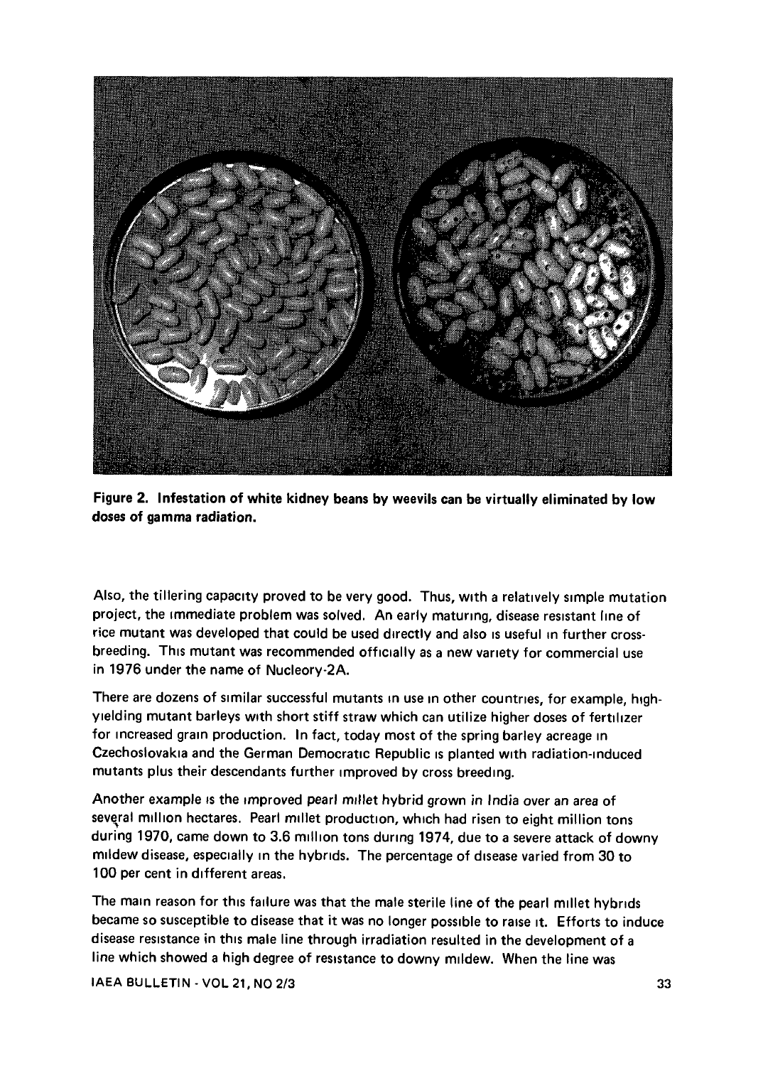**Figure 2. Infestation of white kidney beans by weevils can be virtually eliminated by low doses of gamma radiation.**

Also, the tillering capacity proved to be very good. Thus, with a relatively simple mutation project, the immediate problem was solved. An early maturing, disease resistant line of rice mutant was developed that could be used directly and also is useful in further cross-breeding. This mutant was recommended officially as a new variety for commercial use in 1976 under the name of Nucleory-2A.

There are dozens of similar successful mutants in use in other countries, for example, high-yielding mutant barleys with short stiff straw which can utilize higher doses of fertilizer for increased grain production. In fact, today most of the spring barley acreage in Czechoslovakia and the German Democratic Republic is planted with radiation-induced mutants plus their descendants further improved by cross breeding.

Another example is the improved pearl millet hybrid grown in India over an area of several million hectares. Pearl millet production, which had risen to eight million tons during 1970, came down to 3.6 million tons during 1974, due to a severe attack of downy mildew disease, especially in the hybrids. The percentage of disease varied from 30 to 100 per cent in different areas.

The main reason for this failure was that the male sterile line of the pearl millet hybrids became so susceptible to disease that it was no longer possible to raise it. Efforts to induce disease resistance in this male line through irradiation resulted in the development of a line which showed a high degree of resistance to downy mildew. When the line was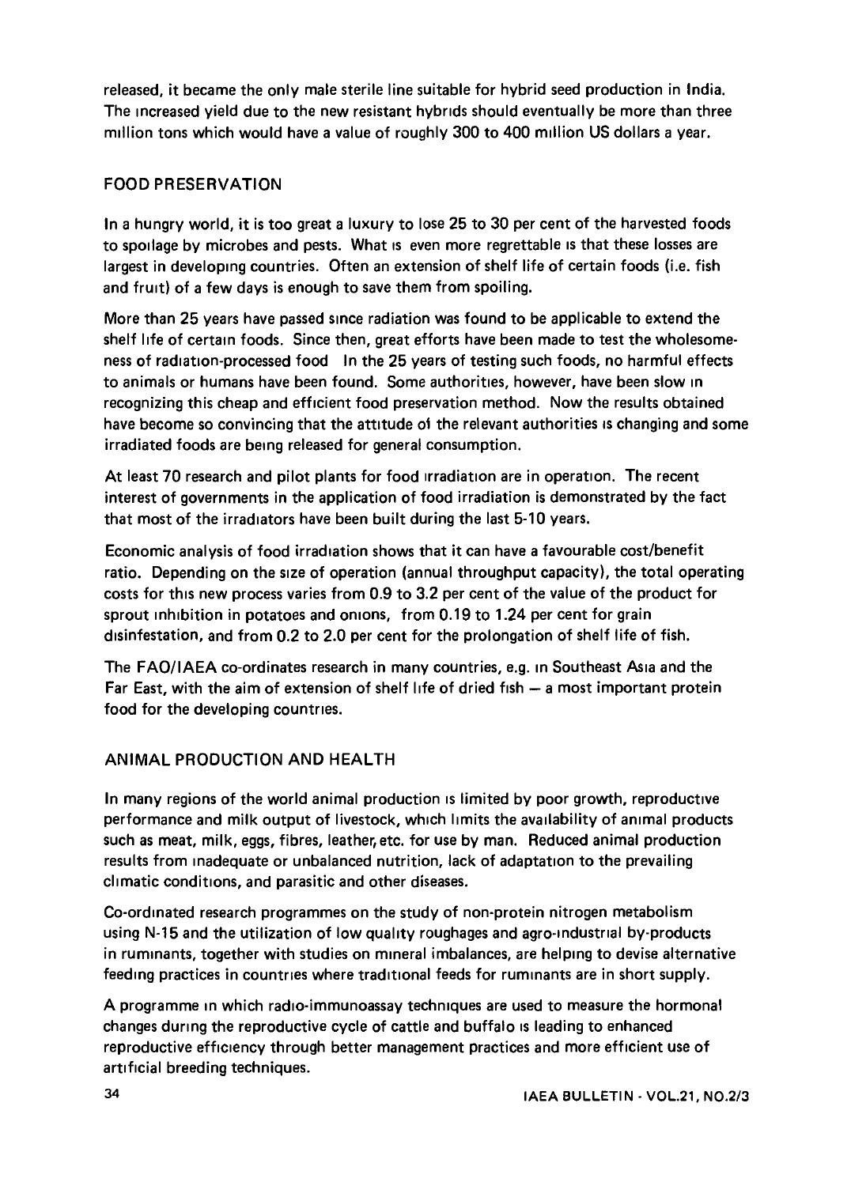released, it became the only male sterile line suitable for hybrid seed production in India. The increased yield due to the new resistant hybrids should eventually be more than three million tons which would have a value of roughly 300 to 400 million US dollars a year.

## FOOD PRESERVATION

In a hungry world, it is too great a luxury to lose 25 to 30 per cent of the harvested foods to spoilage by microbes and pests. What is even more regrettable is that these losses are largest in developing countries. Often an extension of shelf life of certain foods (i.e. fish and fruit) of a few days is enough to save them from spoiling.

More than 25 years have passed since radiation was found to be applicable to extend the shelf life of certain foods. Since then, great efforts have been made to test the wholesomeness of radiation-processed food In the 25 years of testing such foods, no harmful effects to animals or humans have been found. Some authorities, however, have been slow in recognizing this cheap and efficient food preservation method. Now the results obtained have become so convincing that the attitude of the relevant authorities is changing and some irradiated foods are being released for general consumption.

At least 70 research and pilot plants for food irradiation are in operation. The recent interest of governments in the application of food irradiation is demonstrated by the fact that most of the irradiators have been built during the last 5-10 years.

Economic analysis of food irradiation shows that it can have a favourable cost/benefit ratio. Depending on the size of operation (annual throughput capacity), the total operating costs for this new process varies from 0.9 to 3.2 per cent of the value of the product for sprout inhibition in potatoes and onions, from 0.19 to 1.24 per cent for grain disinfestation, and from 0.2 to 2.0 per cent for the prolongation of shelf life of fish.

The FAO/IAEA co-ordinates research in many countries, e.g. in Southeast Asia and the Far East, with the aim of extension of shelf life of dried fish — a most important protein food for the developing countries.

## ANIMAL PRODUCTION AND HEALTH

In many regions of the world animal production is limited by poor growth, reproductive performance and milk output of livestock, which limits the availability of animal products such as meat, milk, eggs, fibres, leather, etc. for use by man. Reduced animal production results from inadequate or unbalanced nutrition, lack of adaptation to the prevailing climatic conditions, and parasitic and other diseases.

Co-ordinated research programmes on the study of non-protein nitrogen metabolism using N-15 and the utilization of low quality roughages and agro-industrial by-products in ruminants, together with studies on mineral imbalances, are helping to devise alternative feeding practices in countries where traditional feeds for ruminants are in short supply.

A programme in which radio-immunoassay techniques are used to measure the hormonal changes during the reproductive cycle of cattle and buffalo is leading to enhanced reproductive efficiency through better management practices and more efficient use of artificial breeding techniques.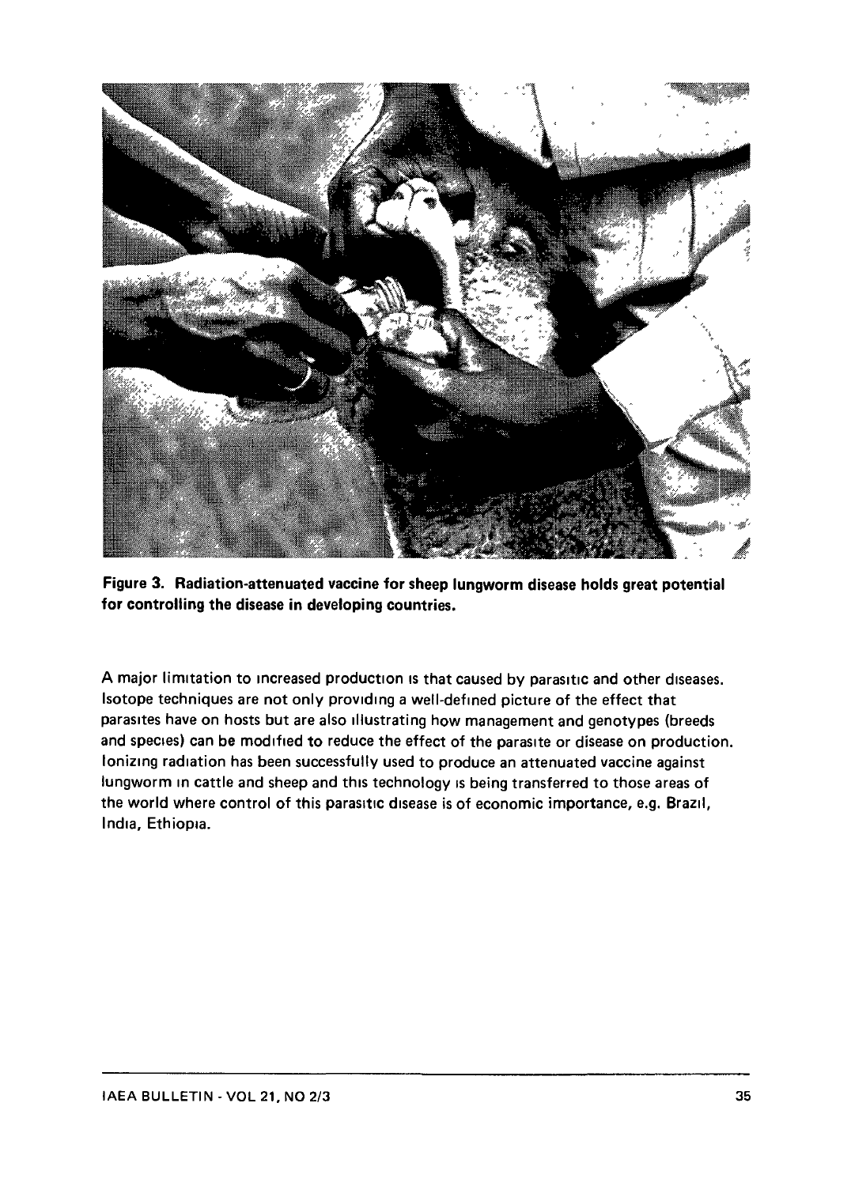**Figure 3. Radiation-attenuated vaccine for sheep lungworm disease holds great potential for controlling the disease in developing countries.**

A major limitation to increased production is that caused by parasitic and other diseases. Isotope techniques are not only providing a well-defined picture of the effect that parasites have on hosts but are also illustrating how management and genotypes (breeds and species) can be modified to reduce the effect of the parasite or disease on production. Ionizing radiation has been successfully used to produce an attenuated vaccine against lungworm in cattle and sheep and this technology is being transferred to those areas of the world where control of this parasitic disease is of economic importance, e.g. Brazil, India, Ethiopia.